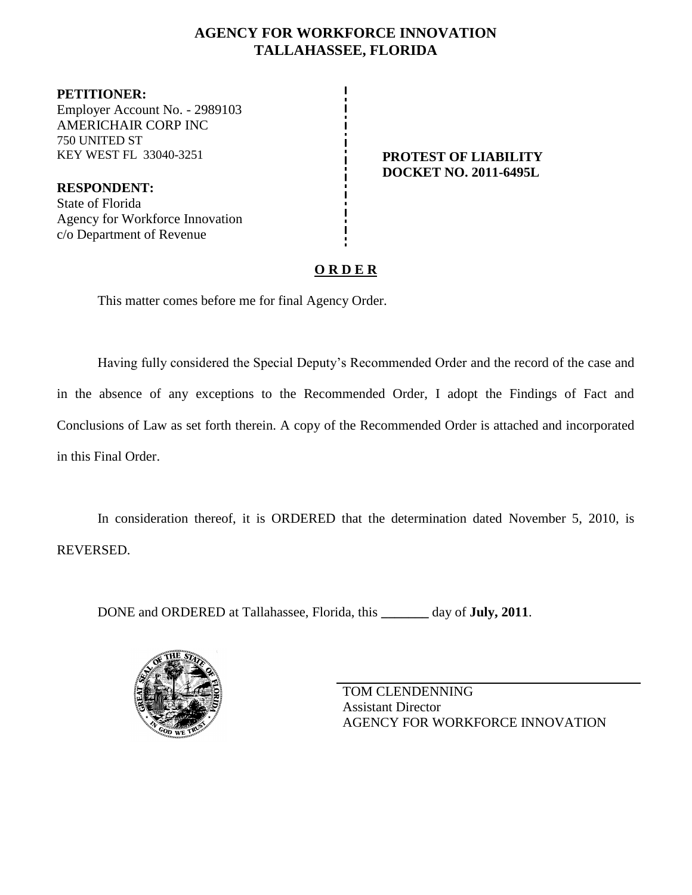# AGENCY FOR WORKFORCE INNOVATION
## TALLAHASSEE, FLORIDA

**PETITIONER:**
Employer Account No. - 2989103
AMERICHAIR CORP INC
750 UNITED ST
KEY WEST FL 33040-3251

**RESPONDENT:**
State of Florida
Agency for Workforce Innovation
c/o Department of Revenue

**PROTEST OF LIABILITY**
**DOCKET NO. 2011-6495L**

**O R D E R**

This matter comes before me for final Agency Order.

Having fully considered the Special Deputy's Recommended Order and the record of the case and in the absence of any exceptions to the Recommended Order, I adopt the Findings of Fact and Conclusions of Law as set forth therein. A copy of the Recommended Order is attached and incorporated in this Final Order.

In consideration thereof, it is ORDERED that the determination dated November 5, 2010, is REVERSED.

DONE and ORDERED at Tallahassee, Florida, this _______ day of **July, 2011**.

TOM CLENDENNING
Assistant Director
AGENCY FOR WORKFORCE INNOVATION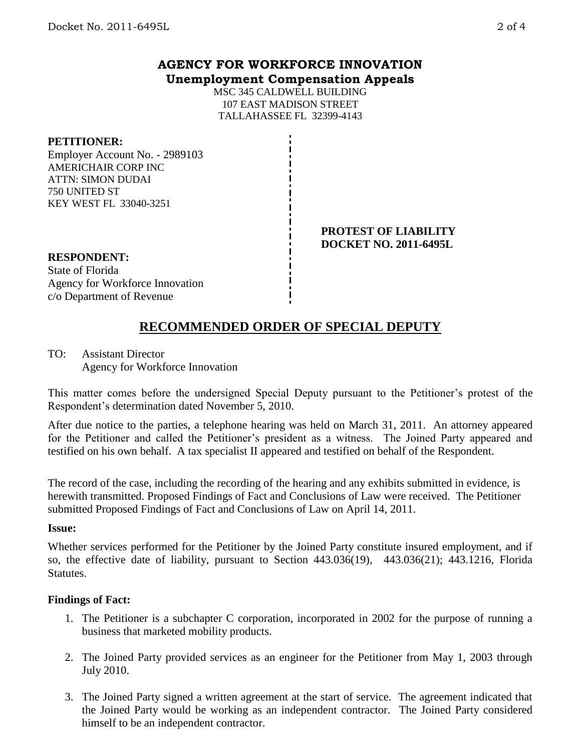## AGENCY FOR WORKFORCE INNOVATION
**Unemployment Compensation Appeals**

MSC 345 CALDWELL BUILDING
107 EAST MADISON STREET
TALLAHASSEE FL 32399-4143

**PETITIONER:**
Employer Account No. - 2989103
AMERICHAIR CORP INC
ATTN: SIMON DUDAI
750 UNITED ST
KEY WEST FL 33040-3251

**PROTEST OF LIABILITY**
**DOCKET NO. 2011-6495L**

**RESPONDENT:**
State of Florida
Agency for Workforce Innovation
c/o Department of Revenue

# RECOMMENDED ORDER OF SPECIAL DEPUTY

TO: Assistant Director
Agency for Workforce Innovation

This matter comes before the undersigned Special Deputy pursuant to the Petitioner's protest of the Respondent's determination dated November 5, 2010.

After due notice to the parties, a telephone hearing was held on March 31, 2011. An attorney appeared for the Petitioner and called the Petitioner's president as a witness. The Joined Party appeared and testified on his own behalf. A tax specialist II appeared and testified on behalf of the Respondent.

The record of the case, including the recording of the hearing and any exhibits submitted in evidence, is herewith transmitted. Proposed Findings of Fact and Conclusions of Law were received. The Petitioner submitted Proposed Findings of Fact and Conclusions of Law on April 14, 2011.

**Issue:**

Whether services performed for the Petitioner by the Joined Party constitute insured employment, and if so, the effective date of liability, pursuant to Section 443.036(19), 443.036(21); 443.1216, Florida Statutes.

**Findings of Fact:**

1. The Petitioner is a subchapter C corporation, incorporated in 2002 for the purpose of running a business that marketed mobility products.

2. The Joined Party provided services as an engineer for the Petitioner from May 1, 2003 through July 2010.

3. The Joined Party signed a written agreement at the start of service. The agreement indicated that the Joined Party would be working as an independent contractor. The Joined Party considered himself to be an independent contractor.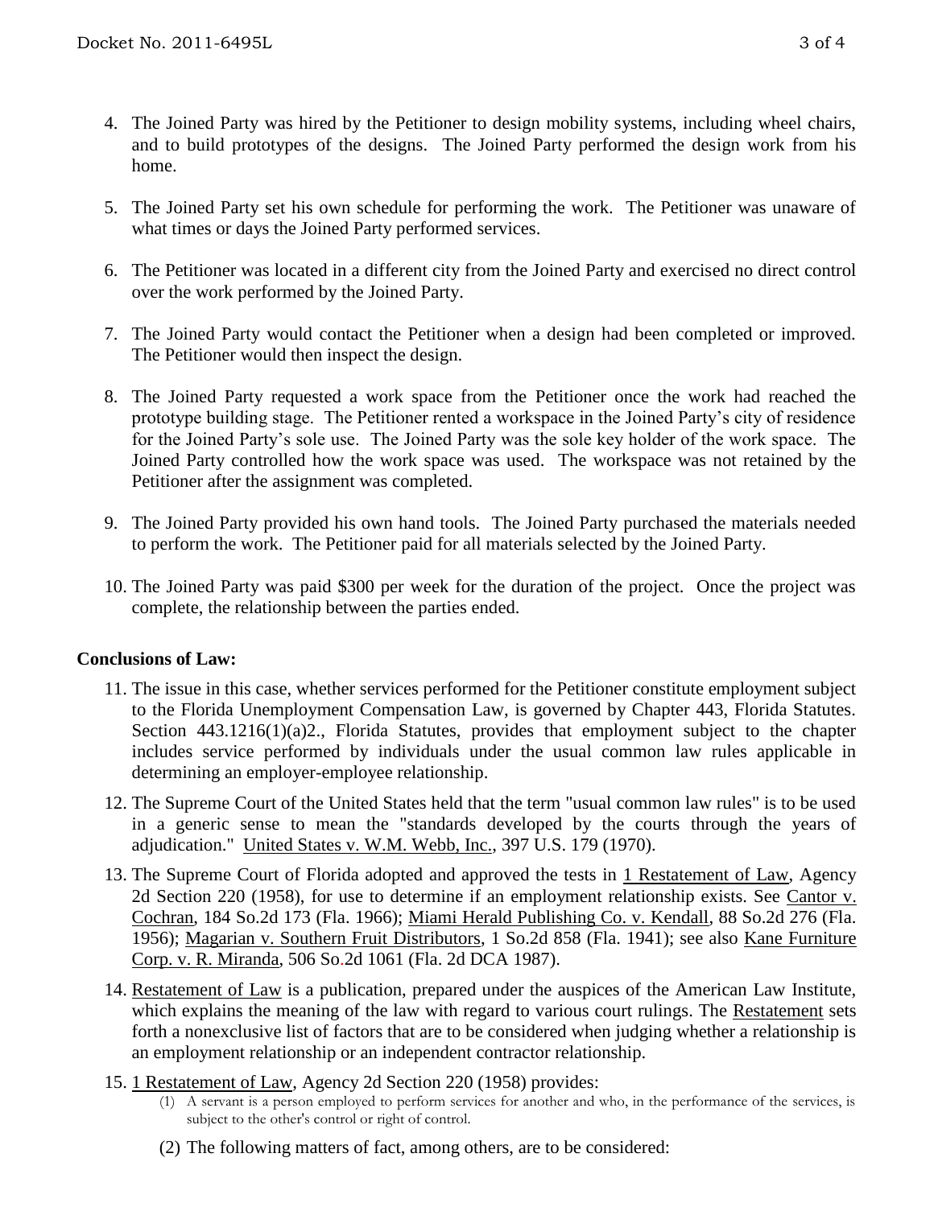4. The Joined Party was hired by the Petitioner to design mobility systems, including wheel chairs, and to build prototypes of the designs. The Joined Party performed the design work from his home.

5. The Joined Party set his own schedule for performing the work. The Petitioner was unaware of what times or days the Joined Party performed services.

6. The Petitioner was located in a different city from the Joined Party and exercised no direct control over the work performed by the Joined Party.

7. The Joined Party would contact the Petitioner when a design had been completed or improved. The Petitioner would then inspect the design.

8. The Joined Party requested a work space from the Petitioner once the work had reached the prototype building stage. The Petitioner rented a workspace in the Joined Party's city of residence for the Joined Party's sole use. The Joined Party was the sole key holder of the work space. The Joined Party controlled how the work space was used. The workspace was not retained by the Petitioner after the assignment was completed.

9. The Joined Party provided his own hand tools. The Joined Party purchased the materials needed to perform the work. The Petitioner paid for all materials selected by the Joined Party.

10. The Joined Party was paid $300 per week for the duration of the project. Once the project was complete, the relationship between the parties ended.

**Conclusions of Law:**

11. The issue in this case, whether services performed for the Petitioner constitute employment subject to the Florida Unemployment Compensation Law, is governed by Chapter 443, Florida Statutes. Section 443.1216(1)(a)2., Florida Statutes, provides that employment subject to the chapter includes service performed by individuals under the usual common law rules applicable in determining an employer-employee relationship.

12. The Supreme Court of the United States held that the term "usual common law rules" is to be used in a generic sense to mean the "standards developed by the courts through the years of adjudication." United States v. W.M. Webb, Inc., 397 U.S. 179 (1970).

13. The Supreme Court of Florida adopted and approved the tests in 1 Restatement of Law, Agency 2d Section 220 (1958), for use to determine if an employment relationship exists. See Cantor v. Cochran, 184 So.2d 173 (Fla. 1966); Miami Herald Publishing Co. v. Kendall, 88 So.2d 276 (Fla. 1956); Magarian v. Southern Fruit Distributors, 1 So.2d 858 (Fla. 1941); see also Kane Furniture Corp. v. R. Miranda, 506 So.2d 1061 (Fla. 2d DCA 1987).

14. Restatement of Law is a publication, prepared under the auspices of the American Law Institute, which explains the meaning of the law with regard to various court rulings. The Restatement sets forth a nonexclusive list of factors that are to be considered when judging whether a relationship is an employment relationship or an independent contractor relationship.

15. 1 Restatement of Law, Agency 2d Section 220 (1958) provides:
    (1) A servant is a person employed to perform services for another and who, in the performance of the services, is subject to the other's control or right of control.
    (2) The following matters of fact, among others, are to be considered: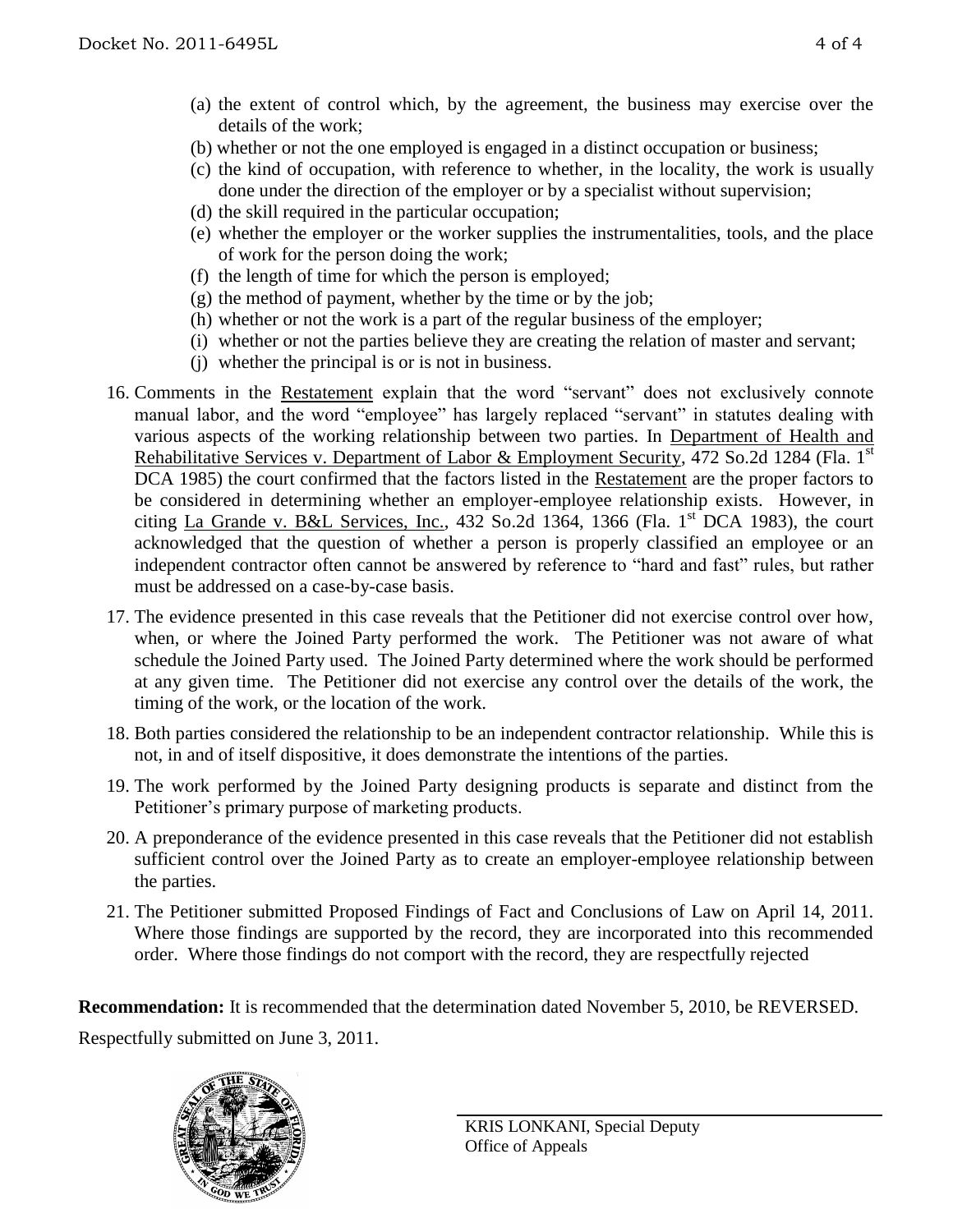(a) the extent of control which, by the agreement, the business may exercise over the details of the work;
(b) whether or not the one employed is engaged in a distinct occupation or business;
(c) the kind of occupation, with reference to whether, in the locality, the work is usually done under the direction of the employer or by a specialist without supervision;
(d) the skill required in the particular occupation;
(e) whether the employer or the worker supplies the instrumentalities, tools, and the place of work for the person doing the work;
(f) the length of time for which the person is employed;
(g) the method of payment, whether by the time or by the job;
(h) whether or not the work is a part of the regular business of the employer;
(i) whether or not the parties believe they are creating the relation of master and servant;
(j) whether the principal is or is not in business.

16. Comments in the Restatement explain that the word "servant" does not exclusively connote manual labor, and the word "employee" has largely replaced "servant" in statutes dealing with various aspects of the working relationship between two parties. In Department of Health and Rehabilitative Services v. Department of Labor & Employment Security, 472 So.2d 1284 (Fla. 1st DCA 1985) the court confirmed that the factors listed in the Restatement are the proper factors to be considered in determining whether an employer-employee relationship exists. However, in citing La Grande v. B&L Services, Inc., 432 So.2d 1364, 1366 (Fla. 1st DCA 1983), the court acknowledged that the question of whether a person is properly classified an employee or an independent contractor often cannot be answered by reference to "hard and fast" rules, but rather must be addressed on a case-by-case basis.

17. The evidence presented in this case reveals that the Petitioner did not exercise control over how, when, or where the Joined Party performed the work. The Petitioner was not aware of what schedule the Joined Party used. The Joined Party determined where the work should be performed at any given time. The Petitioner did not exercise any control over the details of the work, the timing of the work, or the location of the work.

18. Both parties considered the relationship to be an independent contractor relationship. While this is not, in and of itself dispositive, it does demonstrate the intentions of the parties.

19. The work performed by the Joined Party designing products is separate and distinct from the Petitioner's primary purpose of marketing products.

20. A preponderance of the evidence presented in this case reveals that the Petitioner did not establish sufficient control over the Joined Party as to create an employer-employee relationship between the parties.

21. The Petitioner submitted Proposed Findings of Fact and Conclusions of Law on April 14, 2011. Where those findings are supported by the record, they are incorporated into this recommended order. Where those findings do not comport with the record, they are respectfully rejected

**Recommendation:** It is recommended that the determination dated November 5, 2010, be REVERSED.

Respectfully submitted on June 3, 2011.

KRIS LONKANI, Special Deputy
Office of Appeals